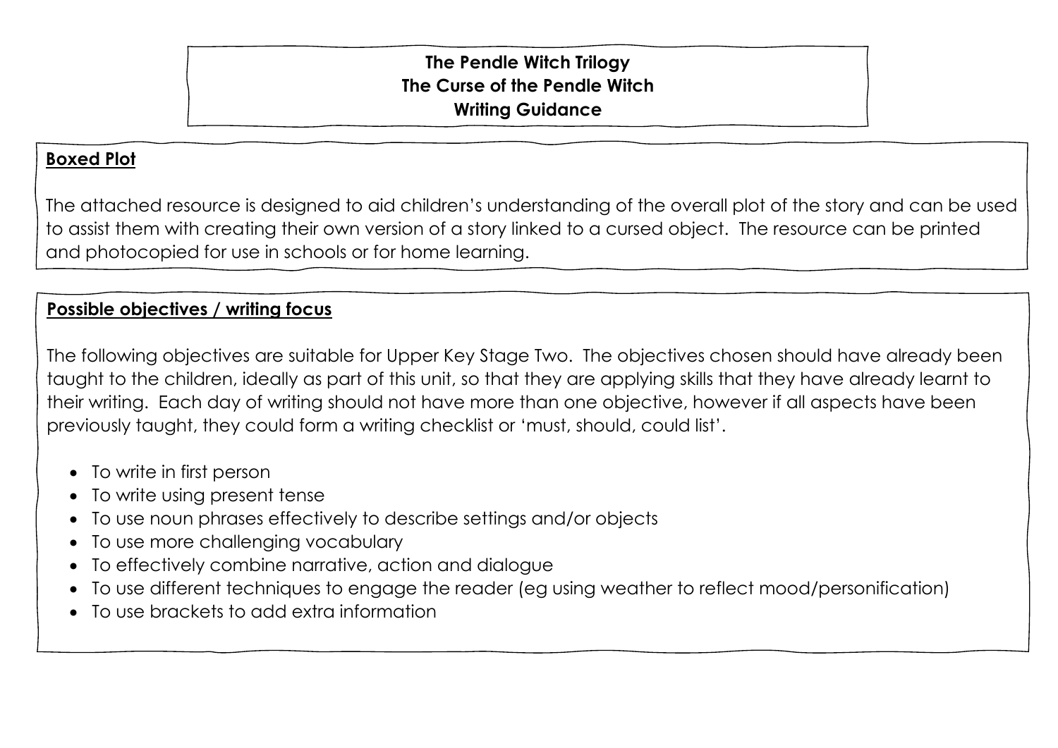# The Pendle Witch Trilogy
# The Curse of the Pendle Witch
# Writing Guidance

## Boxed Plot

The attached resource is designed to aid children's understanding of the overall plot of the story and can be used to assist them with creating their own version of a story linked to a cursed object. The resource can be printed and photocopied for use in schools or for home learning.

## Possible objectives / writing focus

The following objectives are suitable for Upper Key Stage Two. The objectives chosen should have already been taught to the children, ideally as part of this unit, so that they are applying skills that they have already learnt to their writing. Each day of writing should not have more than one objective, however if all aspects have been previously taught, they could form a writing checklist or 'must, should, could list'.

- To write in first person
- To write using present tense
- To use noun phrases effectively to describe settings and/or objects
- To use more challenging vocabulary
- To effectively combine narrative, action and dialogue
- To use different techniques to engage the reader (eg using weather to reflect mood/personification)
- To use brackets to add extra information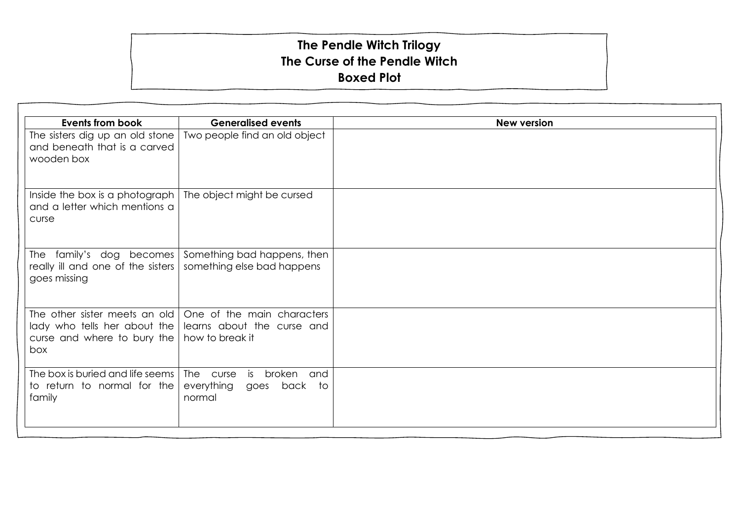# The Pendle Witch Trilogy
## The Curse of the Pendle Witch
### Boxed Plot

| Events from book | Generalised events | New version |
| --- | --- | --- |
| The sisters dig up an old stone and beneath that is a carved wooden box | Two people find an old object | |
| Inside the box is a photograph and a letter which mentions a curse | The object might be cursed | |
| The family's dog becomes really ill and one of the sisters goes missing | Something bad happens, then something else bad happens | |
| The other sister meets an old lady who tells her about the curse and where to bury the box | One of the main characters learns about the curse and how to break it | |
| The box is buried and life seems to return to normal for the family | The curse is broken and everything goes back to normal | |